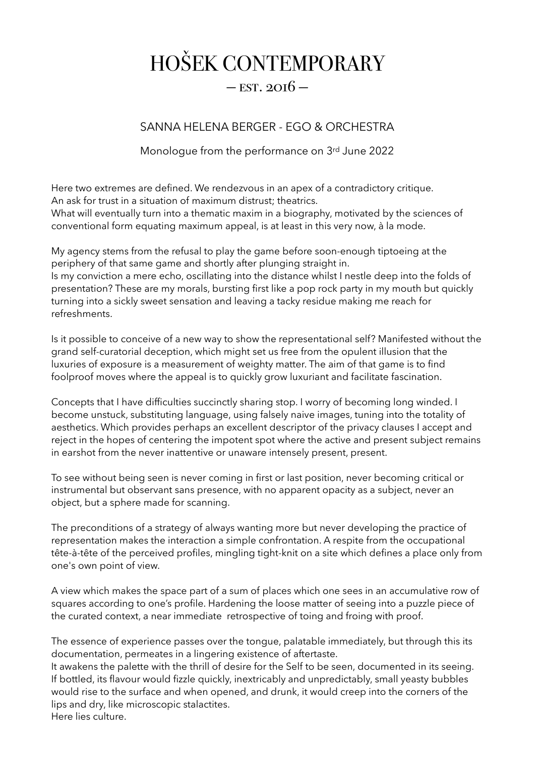# HOŠEK CONTEMPORARY

— EST. 2016 —

## SANNA HELENA BERGER - EGO & ORCHESTRA

Monologue from the performance on 3rd June 2022

Here two extremes are defined. We rendezvous in an apex of a contradictory critique.
An ask for trust in a situation of maximum distrust; theatrics.
What will eventually turn into a thematic maxim in a biography, motivated by the sciences of conventional form equating maximum appeal, is at least in this very now, à la mode.

My agency stems from the refusal to play the game before soon-enough tiptoeing at the periphery of that same game and shortly after plunging straight in.
Is my conviction a mere echo, oscillating into the distance whilst I nestle deep into the folds of presentation? These are my morals, bursting first like a pop rock party in my mouth but quickly turning into a sickly sweet sensation and leaving a tacky residue making me reach for refreshments.

Is it possible to conceive of a new way to show the representational self? Manifested without the grand self-curatorial deception, which might set us free from the opulent illusion that the luxuries of exposure is a measurement of weighty matter. The aim of that game is to find foolproof moves where the appeal is to quickly grow luxuriant and facilitate fascination.

Concepts that I have difficulties succinctly sharing stop. I worry of becoming long winded. I become unstuck, substituting language, using falsely naive images, tuning into the totality of aesthetics. Which provides perhaps an excellent descriptor of the privacy clauses I accept and reject in the hopes of centering the impotent spot where the active and present subject remains in earshot from the never inattentive or unaware intensely present, present.

To see without being seen is never coming in first or last position, never becoming critical or instrumental but observant sans presence, with no apparent opacity as a subject, never an object, but a sphere made for scanning.

The preconditions of a strategy of always wanting more but never developing the practice of representation makes the interaction a simple confrontation. A respite from the occupational tête-à-tête of the perceived profiles, mingling tight-knit on a site which defines a place only from one's own point of view.

A view which makes the space part of a sum of places which one sees in an accumulative row of squares according to one's profile. Hardening the loose matter of seeing into a puzzle piece of the curated context, a near immediate retrospective of toing and froing with proof.

The essence of experience passes over the tongue, palatable immediately, but through this its documentation, permeates in a lingering existence of aftertaste.
It awakens the palette with the thrill of desire for the Self to be seen, documented in its seeing.
If bottled, its flavour would fizzle quickly, inextricably and unpredictably, small yeasty bubbles would rise to the surface and when opened, and drunk, it would creep into the corners of the lips and dry, like microscopic stalactites.
Here lies culture.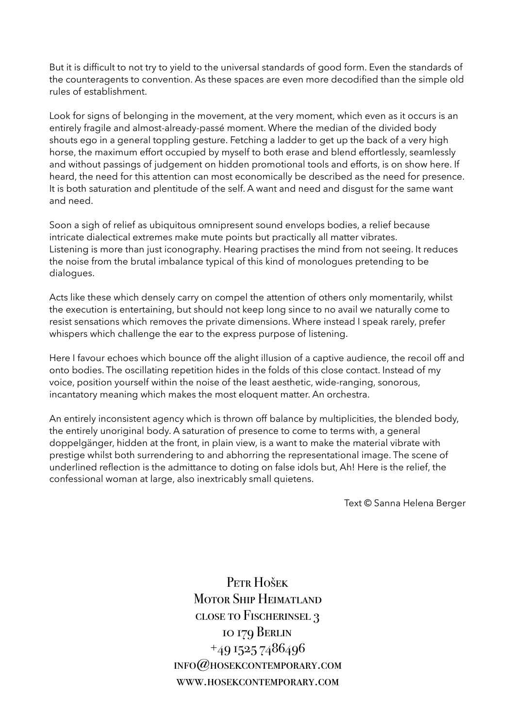But it is difficult to not try to yield to the universal standards of good form. Even the standards of the counteragents to convention. As these spaces are even more decodified than the simple old rules of establishment.

Look for signs of belonging in the movement, at the very moment, which even as it occurs is an entirely fragile and almost-already-passé moment. Where the median of the divided body shouts ego in a general toppling gesture. Fetching a ladder to get up the back of a very high horse, the maximum effort occupied by myself to both erase and blend effortlessly, seamlessly and without passings of judgement on hidden promotional tools and efforts, is on show here. If heard, the need for this attention can most economically be described as the need for presence. It is both saturation and plentitude of the self. A want and need and disgust for the same want and need.

Soon a sigh of relief as ubiquitous omnipresent sound envelops bodies, a relief because intricate dialectical extremes make mute points but practically all matter vibrates.
Listening is more than just iconography. Hearing practises the mind from not seeing. It reduces the noise from the brutal imbalance typical of this kind of monologues pretending to be dialogues.

Acts like these which densely carry on compel the attention of others only momentarily, whilst the execution is entertaining, but should not keep long since to no avail we naturally come to resist sensations which removes the private dimensions. Where instead I speak rarely, prefer whispers which challenge the ear to the express purpose of listening.

Here I favour echoes which bounce off the alight illusion of a captive audience, the recoil off and onto bodies. The oscillating repetition hides in the folds of this close contact. Instead of my voice, position yourself within the noise of the least aesthetic, wide-ranging, sonorous, incantatory meaning which makes the most eloquent matter. An orchestra.

An entirely inconsistent agency which is thrown off balance by multiplicities, the blended body, the entirely unoriginal body. A saturation of presence to come to terms with, a general doppelgänger, hidden at the front, in plain view, is a want to make the material vibrate with prestige whilst both surrendering to and abhorring the representational image. The scene of underlined reflection is the admittance to doting on false idols but, Ah! Here is the relief, the confessional woman at large, also inextricably small quietens.

Text © Sanna Helena Berger

Petr Hošek
Motor Ship Heimatland
close to Fischerinsel 3
10 179 Berlin
+49 1525 7486496
info@hosekcontemporary.com
www.hosekcontemporary.com